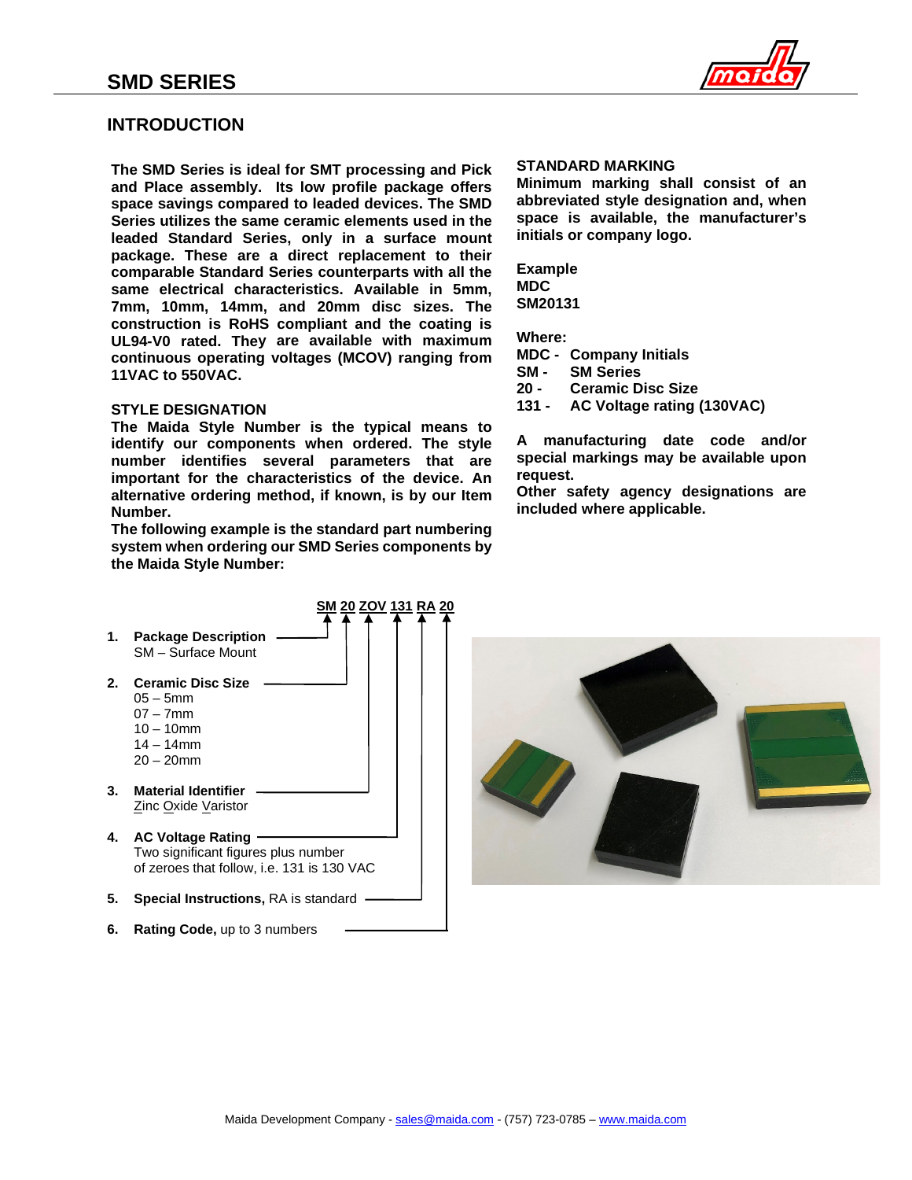# SMD SERIES

## INTRODUCTION

**The SMD Series is ideal for SMT processing and Pick and Place assembly. Its low profile package offers space savings compared to leaded devices. The SMD Series utilizes the same ceramic elements used in the leaded Standard Series, only in a surface mount package. These are a direct replacement to their comparable Standard Series counterparts with all the same electrical characteristics. Available in 5mm, 7mm, 10mm, 14mm, and 20mm disc sizes. The construction is RoHS compliant and the coating is UL94-V0 rated. They are available with maximum continuous operating voltages (MCOV) ranging from 11VAC to 550VAC.**

**STYLE DESIGNATION**

**The Maida Style Number is the typical means to identify our components when ordered. The style number identifies several parameters that are important for the characteristics of the device. An alternative ordering method, if known, is by our Item Number.**

**The following example is the standard part numbering system when ordering our SMD Series components by the Maida Style Number:**

**SM 20 ZOV 131 RA 20**

1. **Package Description**
   SM – Surface Mount
2. **Ceramic Disc Size**
   05 – 5mm
   07 – 7mm
   10 – 10mm
   14 – 14mm
   20 – 20mm
3. **Material Identifier**
   Zinc Oxide Varistor
4. **AC Voltage Rating**
   Two significant figures plus number of zeroes that follow, i.e. 131 is 130 VAC
5. **Special Instructions,** RA is standard
6. **Rating Code,** up to 3 numbers

**STANDARD MARKING**

**Minimum marking shall consist of an abbreviated style designation and, when space is available, the manufacturer's initials or company logo.**

**Example**
**MDC**
**SM20131**

**Where:**
**MDC - Company Initials**
**SM - SM Series**
**20 - Ceramic Disc Size**
**131 - AC Voltage rating (130VAC)**

**A manufacturing date code and/or special markings may be available upon request.**
**Other safety agency designations are included where applicable.**

Maida Development Company - sales@maida.com - (757) 723-0785 – www.maida.com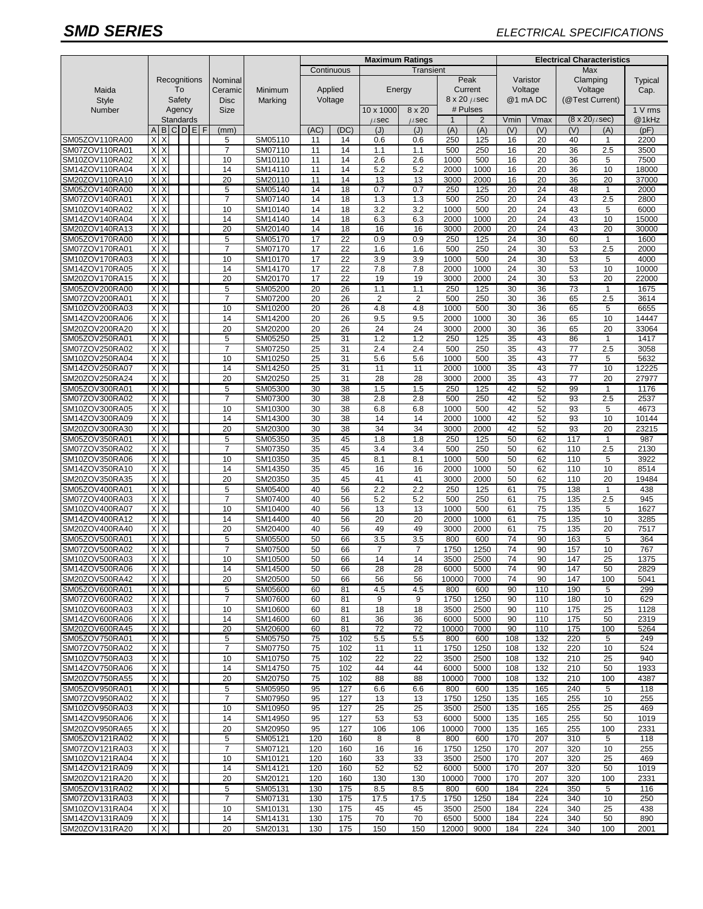# SMD SERIES

*ELECTRICAL SPECIFICATIONS*

| Maida Style Number | Recognitions To Safety Agency Standards | | | | | | Nominal Ceramic Disc Size | Minimum Marking | Maximum Ratings: Continuous Applied Voltage | | Maximum Ratings: Transient Energy | | Maximum Ratings: Transient Peak Current 8 x 20 μsec # Pulses | | Electrical Characteristics: Varistor Voltage @1 mA DC | | Electrical Characteristics: Max Clamping Voltage (@Test Current) (8 x 20μsec) | | Typical Cap. 1 V rms @1kHz |
|---|---|---|---|---|---|---|---|---|---|---|---|---|---|---|---|---|---|---|---|
| | A | B | C | D | E | F | (mm) | | (AC) | (DC) | 10 x 1000 μsec (J) | 8 x 20 μsec (J) | 1 (A) | 2 (A) | Vmin (V) | Vmax (V) | (V) | (A) | (pF) |
| SM05ZOV110RA00 | X | X | | | | | 5 | SM05110 | 11 | 14 | 0.6 | 0.6 | 250 | 125 | 16 | 20 | 40 | 1 | 2200 |
| SM07ZOV110RA01 | X | X | | | | | 7 | SM07110 | 11 | 14 | 1.1 | 1.1 | 500 | 250 | 16 | 20 | 36 | 2.5 | 3500 |
| SM10ZOV110RA02 | X | X | | | | | 10 | SM10110 | 11 | 14 | 2.6 | 2.6 | 1000 | 500 | 16 | 20 | 36 | 5 | 7500 |
| SM14ZOV110RA04 | X | X | | | | | 14 | SM14110 | 11 | 14 | 5.2 | 5.2 | 2000 | 1000 | 16 | 20 | 36 | 10 | 18000 |
| SM20ZOV110RA10 | X | X | | | | | 20 | SM20110 | 11 | 14 | 13 | 13 | 3000 | 2000 | 16 | 20 | 36 | 20 | 37000 |
| SM05ZOV140RA00 | X | X | | | | | 5 | SM05140 | 14 | 18 | 0.7 | 0.7 | 250 | 125 | 20 | 24 | 48 | 1 | 2000 |
| SM07ZOV140RA01 | X | X | | | | | 7 | SM07140 | 14 | 18 | 1.3 | 1.3 | 500 | 250 | 20 | 24 | 43 | 2.5 | 2800 |
| SM10ZOV140RA02 | X | X | | | | | 10 | SM10140 | 14 | 18 | 3.2 | 3.2 | 1000 | 500 | 20 | 24 | 43 | 5 | 6000 |
| SM14ZOV140RA04 | X | X | | | | | 14 | SM14140 | 14 | 18 | 6.3 | 6.3 | 2000 | 1000 | 20 | 24 | 43 | 10 | 15000 |
| SM20ZOV140RA13 | X | X | | | | | 20 | SM20140 | 14 | 18 | 16 | 16 | 3000 | 2000 | 20 | 24 | 43 | 20 | 30000 |
| SM05ZOV170RA00 | X | X | | | | | 5 | SM05170 | 17 | 22 | 0.9 | 0.9 | 250 | 125 | 24 | 30 | 60 | 1 | 1600 |
| SM07ZOV170RA01 | X | X | | | | | 7 | SM07170 | 17 | 22 | 1.6 | 1.6 | 500 | 250 | 24 | 30 | 53 | 2.5 | 2000 |
| SM10ZOV170RA03 | X | X | | | | | 10 | SM10170 | 17 | 22 | 3.9 | 3.9 | 1000 | 500 | 24 | 30 | 53 | 5 | 4000 |
| SM14ZOV170RA05 | X | X | | | | | 14 | SM14170 | 17 | 22 | 7.8 | 7.8 | 2000 | 1000 | 24 | 30 | 53 | 10 | 10000 |
| SM20ZOV170RA15 | X | X | | | | | 20 | SM20170 | 17 | 22 | 19 | 19 | 3000 | 2000 | 24 | 30 | 53 | 20 | 22000 |
| SM05ZOV200RA00 | X | X | | | | | 5 | SM05200 | 20 | 26 | 1.1 | 1.1 | 250 | 125 | 30 | 36 | 73 | 1 | 1675 |
| SM07ZOV200RA01 | X | X | | | | | 7 | SM07200 | 20 | 26 | 2 | 2 | 500 | 250 | 30 | 36 | 65 | 2.5 | 3614 |
| SM10ZOV200RA03 | X | X | | | | | 10 | SM10200 | 20 | 26 | 4.8 | 4.8 | 1000 | 500 | 30 | 36 | 65 | 5 | 6655 |
| SM14ZOV200RA06 | X | X | | | | | 14 | SM14200 | 20 | 26 | 9.5 | 9.5 | 2000 | 1000 | 30 | 36 | 65 | 10 | 14447 |
| SM20ZOV200RA20 | X | X | | | | | 20 | SM20200 | 20 | 26 | 24 | 24 | 3000 | 2000 | 30 | 36 | 65 | 20 | 33064 |
| SM05ZOV250RA01 | X | X | | | | | 5 | SM05250 | 25 | 31 | 1.2 | 1.2 | 250 | 125 | 35 | 43 | 86 | 1 | 1417 |
| SM07ZOV250RA02 | X | X | | | | | 7 | SM07250 | 25 | 31 | 2.4 | 2.4 | 500 | 250 | 35 | 43 | 77 | 2.5 | 3058 |
| SM10ZOV250RA04 | X | X | | | | | 10 | SM10250 | 25 | 31 | 5.6 | 5.6 | 1000 | 500 | 35 | 43 | 77 | 5 | 5632 |
| SM14ZOV250RA07 | X | X | | | | | 14 | SM14250 | 25 | 31 | 11 | 11 | 2000 | 1000 | 35 | 43 | 77 | 10 | 12225 |
| SM20ZOV250RA24 | X | X | | | | | 20 | SM20250 | 25 | 31 | 28 | 28 | 3000 | 2000 | 35 | 43 | 77 | 20 | 27977 |
| SM05ZOV300RA01 | X | X | | | | | 5 | SM05300 | 30 | 38 | 1.5 | 1.5 | 250 | 125 | 42 | 52 | 99 | 1 | 1176 |
| SM07ZOV300RA02 | X | X | | | | | 7 | SM07300 | 30 | 38 | 2.8 | 2.8 | 500 | 250 | 42 | 52 | 93 | 2.5 | 2537 |
| SM10ZOV300RA05 | X | X | | | | | 10 | SM10300 | 30 | 38 | 6.8 | 6.8 | 1000 | 500 | 42 | 52 | 93 | 5 | 4673 |
| SM14ZOV300RA09 | X | X | | | | | 14 | SM14300 | 30 | 38 | 14 | 14 | 2000 | 1000 | 42 | 52 | 93 | 10 | 10144 |
| SM20ZOV300RA30 | X | X | | | | | 20 | SM20300 | 30 | 38 | 34 | 34 | 3000 | 2000 | 42 | 52 | 93 | 20 | 23215 |
| SM05ZOV350RA01 | X | X | | | | | 5 | SM05350 | 35 | 45 | 1.8 | 1.8 | 250 | 125 | 50 | 62 | 117 | 1 | 987 |
| SM07ZOV350RA02 | X | X | | | | | 7 | SM07350 | 35 | 45 | 3.4 | 3.4 | 500 | 250 | 50 | 62 | 110 | 2.5 | 2130 |
| SM10ZOV350RA06 | X | X | | | | | 10 | SM10350 | 35 | 45 | 8.1 | 8.1 | 1000 | 500 | 50 | 62 | 110 | 5 | 3922 |
| SM14ZOV350RA10 | X | X | | | | | 14 | SM14350 | 35 | 45 | 16 | 16 | 2000 | 1000 | 50 | 62 | 110 | 10 | 8514 |
| SM20ZOV350RA35 | X | X | | | | | 20 | SM20350 | 35 | 45 | 41 | 41 | 3000 | 2000 | 50 | 62 | 110 | 20 | 19484 |
| SM05ZOV400RA01 | X | X | | | | | 5 | SM05400 | 40 | 56 | 2.2 | 2.2 | 250 | 125 | 61 | 75 | 138 | 1 | 438 |
| SM07ZOV400RA03 | X | X | | | | | 7 | SM07400 | 40 | 56 | 5.2 | 5.2 | 500 | 250 | 61 | 75 | 135 | 2.5 | 945 |
| SM10ZOV400RA07 | X | X | | | | | 10 | SM10400 | 40 | 56 | 13 | 13 | 1000 | 500 | 61 | 75 | 135 | 5 | 1627 |
| SM14ZOV400RA12 | X | X | | | | | 14 | SM14400 | 40 | 56 | 20 | 20 | 2000 | 1000 | 61 | 75 | 135 | 10 | 3285 |
| SM20ZOV400RA40 | X | X | | | | | 20 | SM20400 | 40 | 56 | 49 | 49 | 3000 | 2000 | 61 | 75 | 135 | 20 | 7517 |
| SM05ZOV500RA01 | X | X | | | | | 5 | SM05500 | 50 | 66 | 3.5 | 3.5 | 800 | 600 | 74 | 90 | 163 | 5 | 364 |
| SM07ZOV500RA02 | X | X | | | | | 7 | SM07500 | 50 | 66 | 7 | 7 | 1750 | 1250 | 74 | 90 | 157 | 10 | 767 |
| SM10ZOV500RA03 | X | X | | | | | 10 | SM10500 | 50 | 66 | 14 | 14 | 3500 | 2500 | 74 | 90 | 147 | 25 | 1375 |
| SM14ZOV500RA06 | X | X | | | | | 14 | SM14500 | 50 | 66 | 28 | 28 | 6000 | 5000 | 74 | 90 | 147 | 50 | 2829 |
| SM20ZOV500RA42 | X | X | | | | | 20 | SM20500 | 50 | 66 | 56 | 56 | 10000 | 7000 | 74 | 90 | 147 | 100 | 5041 |
| SM05ZOV600RA01 | X | X | | | | | 5 | SM05600 | 60 | 81 | 4.5 | 4.5 | 800 | 600 | 90 | 110 | 190 | 5 | 299 |
| SM07ZOV600RA02 | X | X | | | | | 7 | SM07600 | 60 | 81 | 9 | 9 | 1750 | 1250 | 90 | 110 | 180 | 10 | 629 |
| SM10ZOV600RA03 | X | X | | | | | 10 | SM10600 | 60 | 81 | 18 | 18 | 3500 | 2500 | 90 | 110 | 175 | 25 | 1128 |
| SM14ZOV600RA06 | X | X | | | | | 14 | SM14600 | 60 | 81 | 36 | 36 | 6000 | 5000 | 90 | 110 | 175 | 50 | 2319 |
| SM20ZOV600RA45 | X | X | | | | | 20 | SM20600 | 60 | 81 | 72 | 72 | 10000 | 7000 | 90 | 110 | 175 | 100 | 5264 |
| SM05ZOV750RA01 | X | X | | | | | 5 | SM05750 | 75 | 102 | 5.5 | 5.5 | 800 | 600 | 108 | 132 | 220 | 5 | 249 |
| SM07ZOV750RA02 | X | X | | | | | 7 | SM07750 | 75 | 102 | 11 | 11 | 1750 | 1250 | 108 | 132 | 220 | 10 | 524 |
| SM10ZOV750RA03 | X | X | | | | | 10 | SM10750 | 75 | 102 | 22 | 22 | 3500 | 2500 | 108 | 132 | 210 | 25 | 940 |
| SM14ZOV750RA06 | X | X | | | | | 14 | SM14750 | 75 | 102 | 44 | 44 | 6000 | 5000 | 108 | 132 | 210 | 50 | 1933 |
| SM20ZOV750RA55 | X | X | | | | | 20 | SM20750 | 75 | 102 | 88 | 88 | 10000 | 7000 | 108 | 132 | 210 | 100 | 4387 |
| SM05ZOV950RA01 | X | X | | | | | 5 | SM05950 | 95 | 127 | 6.6 | 6.6 | 800 | 600 | 135 | 165 | 240 | 5 | 118 |
| SM07ZOV950RA02 | X | X | | | | | 7 | SM07950 | 95 | 127 | 13 | 13 | 1750 | 1250 | 135 | 165 | 255 | 10 | 255 |
| SM10ZOV950RA03 | X | X | | | | | 10 | SM10950 | 95 | 127 | 25 | 25 | 3500 | 2500 | 135 | 165 | 255 | 25 | 469 |
| SM14ZOV950RA06 | X | X | | | | | 14 | SM14950 | 95 | 127 | 53 | 53 | 6000 | 5000 | 135 | 165 | 255 | 50 | 1019 |
| SM20ZOV950RA65 | X | X | | | | | 20 | SM20950 | 95 | 127 | 106 | 106 | 10000 | 7000 | 135 | 165 | 255 | 100 | 2331 |
| SM05ZOV121RA02 | X | X | | | | | 5 | SM05121 | 120 | 160 | 8 | 8 | 800 | 600 | 170 | 207 | 310 | 5 | 118 |
| SM07ZOV121RA03 | X | X | | | | | 7 | SM07121 | 120 | 160 | 16 | 16 | 1750 | 1250 | 170 | 207 | 320 | 10 | 255 |
| SM10ZOV121RA04 | X | X | | | | | 10 | SM10121 | 120 | 160 | 33 | 33 | 3500 | 2500 | 170 | 207 | 320 | 25 | 469 |
| SM14ZOV121RA09 | X | X | | | | | 14 | SM14121 | 120 | 160 | 52 | 52 | 6000 | 5000 | 170 | 207 | 320 | 50 | 1019 |
| SM20ZOV121RA20 | X | X | | | | | 20 | SM20121 | 120 | 160 | 130 | 130 | 10000 | 7000 | 170 | 207 | 320 | 100 | 2331 |
| SM05ZOV131RA02 | X | X | | | | | 5 | SM05131 | 130 | 175 | 8.5 | 8.5 | 800 | 600 | 184 | 224 | 350 | 5 | 116 |
| SM07ZOV131RA03 | X | X | | | | | 7 | SM07131 | 130 | 175 | 17.5 | 17.5 | 1750 | 1250 | 184 | 224 | 340 | 10 | 250 |
| SM10ZOV131RA04 | X | X | | | | | 10 | SM10131 | 130 | 175 | 45 | 45 | 3500 | 2500 | 184 | 224 | 340 | 25 | 438 |
| SM14ZOV131RA09 | X | X | | | | | 14 | SM14131 | 130 | 175 | 70 | 70 | 6500 | 5000 | 184 | 224 | 340 | 50 | 890 |
| SM20ZOV131RA20 | X | X | | | | | 20 | SM20131 | 130 | 175 | 150 | 150 | 12000 | 9000 | 184 | 224 | 340 | 100 | 2001 |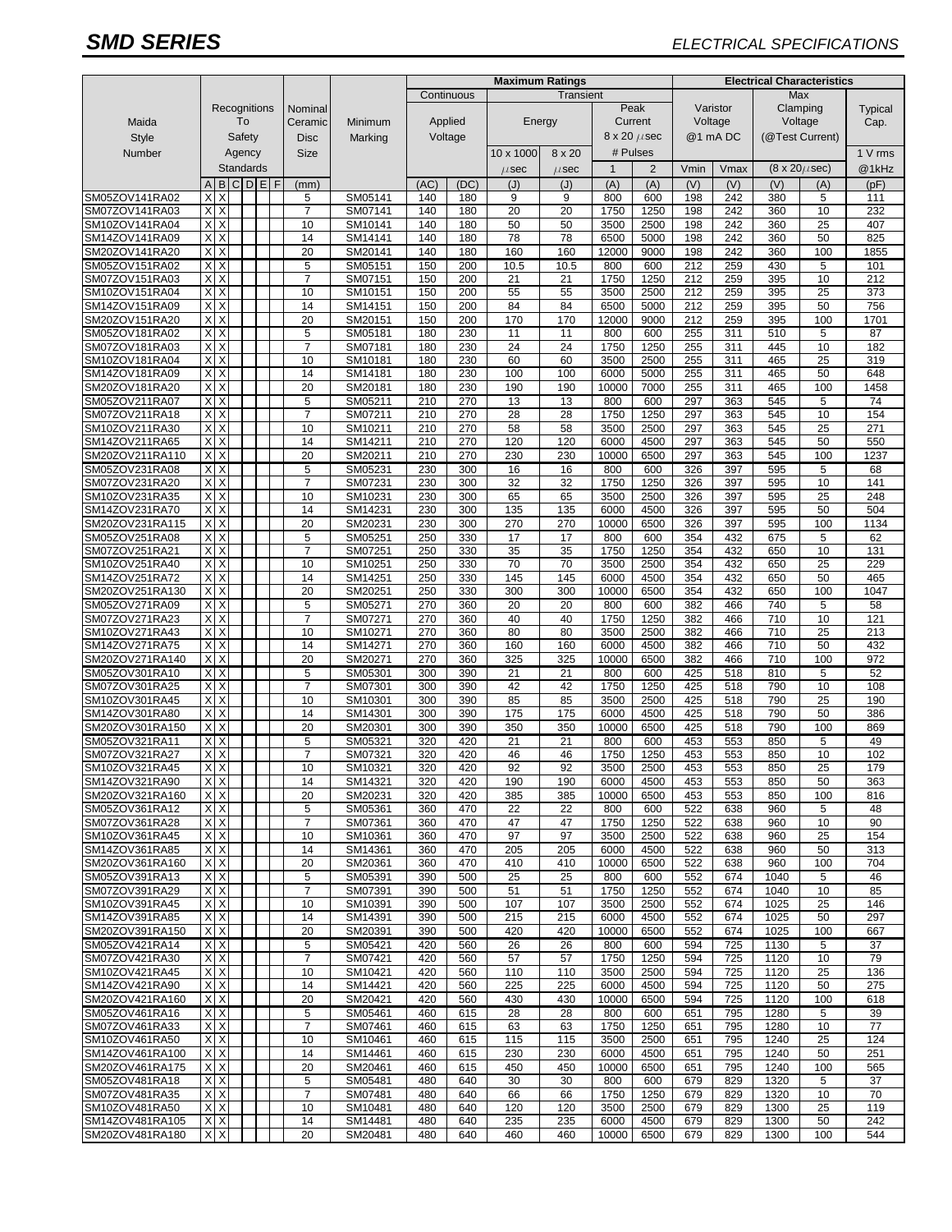**SMD SERIES** *ELECTRICAL SPECIFICATIONS*

| Maida Style Number | Recognitions To Safety Agency Standards | | | | | | Nominal Ceramic Disc Size | Minimum Marking | Maximum Ratings | | | | | | Electrical Characteristics | | | | |
|---|---|---|---|---|---|---|---|---|---|---|---|---|---|---|---|---|---|---|---|
| | | | | | | | | | Continuous Applied Voltage | | Transient Energy | | Transient Peak Current 8 x 20 μsec # Pulses | | Varistor Voltage @1 mA DC | | Max Clamping Voltage (@Test Current) | | Typical Cap. |
| | | | | | | | | | | | 10 x 1000 μsec | 8 x 20 μsec | 1 | 2 | Vmin | Vmax | (8 x 20μsec) | | 1 V rms @1kHz |
| | A | B | C | D | E | F | (mm) | | (AC) | (DC) | (J) | (J) | (A) | (A) | (V) | (V) | (V) | (A) | (pF) |
| SM05ZOV141RA02 | X | X | | | | | 5 | SM05141 | 140 | 180 | 9 | 9 | 800 | 600 | 198 | 242 | 380 | 5 | 111 |
| SM07ZOV141RA03 | X | X | | | | | 7 | SM07141 | 140 | 180 | 20 | 20 | 1750 | 1250 | 198 | 242 | 360 | 10 | 232 |
| SM10ZOV141RA04 | X | X | | | | | 10 | SM10141 | 140 | 180 | 50 | 50 | 3500 | 2500 | 198 | 242 | 360 | 25 | 407 |
| SM14ZOV141RA09 | X | X | | | | | 14 | SM14141 | 140 | 180 | 78 | 78 | 6500 | 5000 | 198 | 242 | 360 | 50 | 825 |
| SM20ZOV141RA20 | X | X | | | | | 20 | SM20141 | 140 | 180 | 160 | 160 | 12000 | 9000 | 198 | 242 | 360 | 100 | 1855 |
| SM05ZOV151RA02 | X | X | | | | | 5 | SM05151 | 150 | 200 | 10.5 | 10.5 | 800 | 600 | 212 | 259 | 430 | 5 | 101 |
| SM07ZOV151RA03 | X | X | | | | | 7 | SM07151 | 150 | 200 | 21 | 21 | 1750 | 1250 | 212 | 259 | 395 | 10 | 212 |
| SM10ZOV151RA04 | X | X | | | | | 10 | SM10151 | 150 | 200 | 55 | 55 | 3500 | 2500 | 212 | 259 | 395 | 25 | 373 |
| SM14ZOV151RA09 | X | X | | | | | 14 | SM14151 | 150 | 200 | 84 | 84 | 6500 | 5000 | 212 | 259 | 395 | 50 | 756 |
| SM20ZOV151RA20 | X | X | | | | | 20 | SM20151 | 150 | 200 | 170 | 170 | 12000 | 9000 | 212 | 259 | 395 | 100 | 1701 |
| SM05ZOV181RA02 | X | X | | | | | 5 | SM05181 | 180 | 230 | 11 | 11 | 800 | 600 | 255 | 311 | 510 | 5 | 87 |
| SM07ZOV181RA03 | X | X | | | | | 7 | SM07181 | 180 | 230 | 24 | 24 | 1750 | 1250 | 255 | 311 | 445 | 10 | 182 |
| SM10ZOV181RA04 | X | X | | | | | 10 | SM10181 | 180 | 230 | 60 | 60 | 3500 | 2500 | 255 | 311 | 465 | 25 | 319 |
| SM14ZOV181RA09 | X | X | | | | | 14 | SM14181 | 180 | 230 | 100 | 100 | 6000 | 5000 | 255 | 311 | 465 | 50 | 648 |
| SM20ZOV181RA20 | X | X | | | | | 20 | SM20181 | 180 | 230 | 190 | 190 | 10000 | 7000 | 255 | 311 | 465 | 100 | 1458 |
| SM05ZOV211RA07 | X | X | | | | | 5 | SM05211 | 210 | 270 | 13 | 13 | 800 | 600 | 297 | 363 | 545 | 5 | 74 |
| SM07ZOV211RA18 | X | X | | | | | 7 | SM07211 | 210 | 270 | 28 | 28 | 1750 | 1250 | 297 | 363 | 545 | 10 | 154 |
| SM10ZOV211RA30 | X | X | | | | | 10 | SM10211 | 210 | 270 | 58 | 58 | 3500 | 2500 | 297 | 363 | 545 | 25 | 271 |
| SM14ZOV211RA65 | X | X | | | | | 14 | SM14211 | 210 | 270 | 120 | 120 | 6000 | 4500 | 297 | 363 | 545 | 50 | 550 |
| SM20ZOV211RA110 | X | X | | | | | 20 | SM20211 | 210 | 270 | 230 | 230 | 10000 | 6500 | 297 | 363 | 545 | 100 | 1237 |
| SM05ZOV231RA08 | X | X | | | | | 5 | SM05231 | 230 | 300 | 16 | 16 | 800 | 600 | 326 | 397 | 595 | 5 | 68 |
| SM07ZOV231RA20 | X | X | | | | | 7 | SM07231 | 230 | 300 | 32 | 32 | 1750 | 1250 | 326 | 397 | 595 | 10 | 141 |
| SM10ZOV231RA35 | X | X | | | | | 10 | SM10231 | 230 | 300 | 65 | 65 | 3500 | 2500 | 326 | 397 | 595 | 25 | 248 |
| SM14ZOV231RA70 | X | X | | | | | 14 | SM14231 | 230 | 300 | 135 | 135 | 6000 | 4500 | 326 | 397 | 595 | 50 | 504 |
| SM20ZOV231RA115 | X | X | | | | | 20 | SM20231 | 230 | 300 | 270 | 270 | 10000 | 6500 | 326 | 397 | 595 | 100 | 1134 |
| SM05ZOV251RA08 | X | X | | | | | 5 | SM05251 | 250 | 330 | 17 | 17 | 800 | 600 | 354 | 432 | 675 | 5 | 62 |
| SM07ZOV251RA21 | X | X | | | | | 7 | SM07251 | 250 | 330 | 35 | 35 | 1750 | 1250 | 354 | 432 | 650 | 10 | 131 |
| SM10ZOV251RA40 | X | X | | | | | 10 | SM10251 | 250 | 330 | 70 | 70 | 3500 | 2500 | 354 | 432 | 650 | 25 | 229 |
| SM14ZOV251RA72 | X | X | | | | | 14 | SM14251 | 250 | 330 | 145 | 145 | 6000 | 4500 | 354 | 432 | 650 | 50 | 465 |
| SM20ZOV251RA130 | X | X | | | | | 20 | SM20251 | 250 | 330 | 300 | 300 | 10000 | 6500 | 354 | 432 | 650 | 100 | 1047 |
| SM05ZOV271RA09 | X | X | | | | | 5 | SM05271 | 270 | 360 | 20 | 20 | 800 | 600 | 382 | 466 | 740 | 5 | 58 |
| SM07ZOV271RA23 | X | X | | | | | 7 | SM07271 | 270 | 360 | 40 | 40 | 1750 | 1250 | 382 | 466 | 710 | 10 | 121 |
| SM10ZOV271RA43 | X | X | | | | | 10 | SM10271 | 270 | 360 | 80 | 80 | 3500 | 2500 | 382 | 466 | 710 | 25 | 213 |
| SM14ZOV271RA75 | X | X | | | | | 14 | SM14271 | 270 | 360 | 160 | 160 | 6000 | 4500 | 382 | 466 | 710 | 50 | 432 |
| SM20ZOV271RA140 | X | X | | | | | 20 | SM20271 | 270 | 360 | 325 | 325 | 10000 | 6500 | 382 | 466 | 710 | 100 | 972 |
| SM05ZOV301RA10 | X | X | | | | | 5 | SM05301 | 300 | 390 | 21 | 21 | 800 | 600 | 425 | 518 | 810 | 5 | 52 |
| SM07ZOV301RA25 | X | X | | | | | 7 | SM07301 | 300 | 390 | 42 | 42 | 1750 | 1250 | 425 | 518 | 790 | 10 | 108 |
| SM10ZOV301RA45 | X | X | | | | | 10 | SM10301 | 300 | 390 | 85 | 85 | 3500 | 2500 | 425 | 518 | 790 | 25 | 190 |
| SM14ZOV301RA80 | X | X | | | | | 14 | SM14301 | 300 | 390 | 175 | 175 | 6000 | 4500 | 425 | 518 | 790 | 50 | 386 |
| SM20ZOV301RA150 | X | X | | | | | 20 | SM20301 | 300 | 390 | 350 | 350 | 10000 | 6500 | 425 | 518 | 790 | 100 | 869 |
| SM05ZOV321RA11 | X | X | | | | | 5 | SM05321 | 320 | 420 | 21 | 21 | 800 | 600 | 453 | 553 | 850 | 5 | 49 |
| SM07ZOV321RA27 | X | X | | | | | 7 | SM07321 | 320 | 420 | 46 | 46 | 1750 | 1250 | 453 | 553 | 850 | 10 | 102 |
| SM10ZOV321RA45 | X | X | | | | | 10 | SM10321 | 320 | 420 | 92 | 92 | 3500 | 2500 | 453 | 553 | 850 | 25 | 179 |
| SM14ZOV321RA90 | X | X | | | | | 14 | SM14321 | 320 | 420 | 190 | 190 | 6000 | 4500 | 453 | 553 | 850 | 50 | 363 |
| SM20ZOV321RA160 | X | X | | | | | 20 | SM20231 | 320 | 420 | 385 | 385 | 10000 | 6500 | 453 | 553 | 850 | 100 | 816 |
| SM05ZOV361RA12 | X | X | | | | | 5 | SM05361 | 360 | 470 | 22 | 22 | 800 | 600 | 522 | 638 | 960 | 5 | 48 |
| SM07ZOV361RA28 | X | X | | | | | 7 | SM07361 | 360 | 470 | 47 | 47 | 1750 | 1250 | 522 | 638 | 960 | 10 | 90 |
| SM10ZOV361RA45 | X | X | | | | | 10 | SM10361 | 360 | 470 | 97 | 97 | 3500 | 2500 | 522 | 638 | 960 | 25 | 154 |
| SM14ZOV361RA85 | X | X | | | | | 14 | SM14361 | 360 | 470 | 205 | 205 | 6000 | 4500 | 522 | 638 | 960 | 50 | 313 |
| SM20ZOV361RA160 | X | X | | | | | 20 | SM20361 | 360 | 470 | 410 | 410 | 10000 | 6500 | 522 | 638 | 960 | 100 | 704 |
| SM05ZOV391RA13 | X | X | | | | | 5 | SM05391 | 390 | 500 | 25 | 25 | 800 | 600 | 552 | 674 | 1040 | 5 | 46 |
| SM07ZOV391RA29 | X | X | | | | | 7 | SM07391 | 390 | 500 | 51 | 51 | 1750 | 1250 | 552 | 674 | 1040 | 10 | 85 |
| SM10ZOV391RA45 | X | X | | | | | 10 | SM10391 | 390 | 500 | 107 | 107 | 3500 | 2500 | 552 | 674 | 1025 | 25 | 146 |
| SM14ZOV391RA85 | X | X | | | | | 14 | SM14391 | 390 | 500 | 215 | 215 | 6000 | 4500 | 552 | 674 | 1025 | 50 | 297 |
| SM20ZOV391RA150 | X | X | | | | | 20 | SM20391 | 390 | 500 | 420 | 420 | 10000 | 6500 | 552 | 674 | 1025 | 100 | 667 |
| SM05ZOV421RA14 | X | X | | | | | 5 | SM05421 | 420 | 560 | 26 | 26 | 800 | 600 | 594 | 725 | 1130 | 5 | 37 |
| SM07ZOV421RA30 | X | X | | | | | 7 | SM07421 | 420 | 560 | 57 | 57 | 1750 | 1250 | 594 | 725 | 1120 | 10 | 79 |
| SM10ZOV421RA45 | X | X | | | | | 10 | SM10421 | 420 | 560 | 110 | 110 | 3500 | 2500 | 594 | 725 | 1120 | 25 | 136 |
| SM14ZOV421RA90 | X | X | | | | | 14 | SM14421 | 420 | 560 | 225 | 225 | 6000 | 4500 | 594 | 725 | 1120 | 50 | 275 |
| SM20ZOV421RA160 | X | X | | | | | 20 | SM20421 | 420 | 560 | 430 | 430 | 10000 | 6500 | 594 | 725 | 1120 | 100 | 618 |
| SM05ZOV461RA16 | X | X | | | | | 5 | SM05461 | 460 | 615 | 28 | 28 | 800 | 600 | 651 | 795 | 1280 | 5 | 39 |
| SM07ZOV461RA33 | X | X | | | | | 7 | SM07461 | 460 | 615 | 63 | 63 | 1750 | 1250 | 651 | 795 | 1280 | 10 | 77 |
| SM10ZOV461RA50 | X | X | | | | | 10 | SM10461 | 460 | 615 | 115 | 115 | 3500 | 2500 | 651 | 795 | 1240 | 25 | 124 |
| SM14ZOV461RA100 | X | X | | | | | 14 | SM14461 | 460 | 615 | 230 | 230 | 6000 | 4500 | 651 | 795 | 1240 | 50 | 251 |
| SM20ZOV461RA175 | X | X | | | | | 20 | SM20461 | 460 | 615 | 450 | 450 | 10000 | 6500 | 651 | 795 | 1240 | 100 | 565 |
| SM05ZOV481RA18 | X | X | | | | | 5 | SM05481 | 480 | 640 | 30 | 30 | 800 | 600 | 679 | 829 | 1320 | 5 | 37 |
| SM07ZOV481RA35 | X | X | | | | | 7 | SM07481 | 480 | 640 | 66 | 66 | 1750 | 1250 | 679 | 829 | 1320 | 10 | 70 |
| SM10ZOV481RA50 | X | X | | | | | 10 | SM10481 | 480 | 640 | 120 | 120 | 3500 | 2500 | 679 | 829 | 1300 | 25 | 119 |
| SM14ZOV481RA105 | X | X | | | | | 14 | SM14481 | 480 | 640 | 235 | 235 | 6000 | 4500 | 679 | 829 | 1300 | 50 | 242 |
| SM20ZOV481RA180 | X | X | | | | | 20 | SM20481 | 480 | 640 | 460 | 460 | 10000 | 6500 | 679 | 829 | 1300 | 100 | 544 |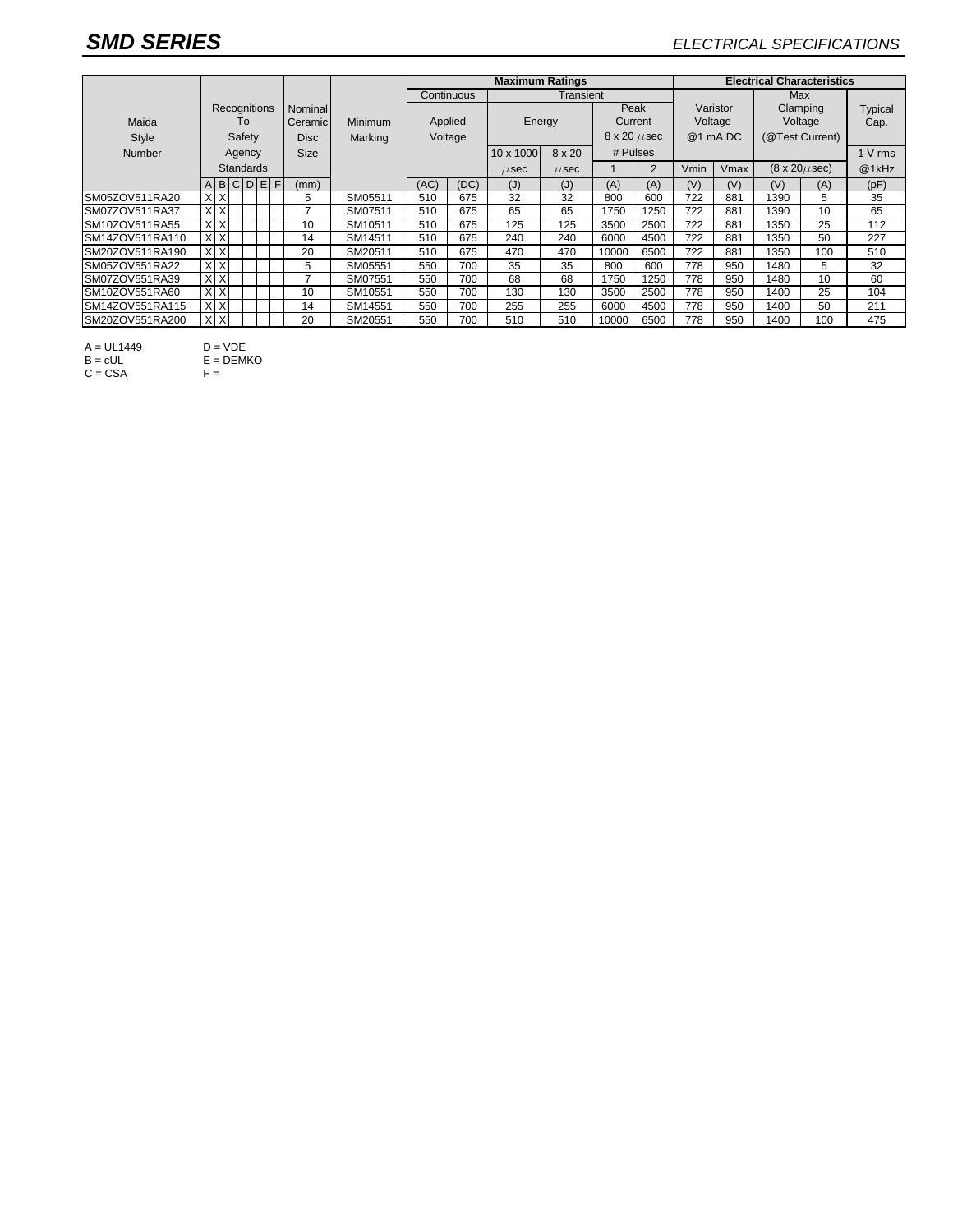## SMD SERIES

*ELECTRICAL SPECIFICATIONS*

| Maida Style Number | Recognitions To Safety Agency Standards | | | | | | Nominal Ceramic Disc Size | Minimum Marking | Maximum Ratings | | | | | | Electrical Characteristics | | | | |
|---|---|---|---|---|---|---|---|---|---|---|---|---|---|---|---|---|---|---|---|
| | | | | | | | | | Continuous | | Transient | | | | | | | | |
| | | | | | | | | | Applied Voltage | | Energy | | Peak Current 8 x 20 $\mu$sec # Pulses | | Varistor Voltage @1 mA DC | | Max Clamping Voltage (@Test Current) (8 x 20$\mu$sec) | | Typical Cap. 1 V rms @1kHz |
| | | | | | | | | | | | 10 x 1000 $\mu$sec | 8 x 20 $\mu$sec | 1 | 2 | Vmin | Vmax | | | |
| | A | B | C | D | E | F | (mm) | | (AC) | (DC) | (J) | (J) | (A) | (A) | (V) | (V) | (V) | (A) | (pF) |
| SM05ZOV511RA20 | X | X | | | | | 5 | SM05511 | 510 | 675 | 32 | 32 | 800 | 600 | 722 | 881 | 1390 | 5 | 35 |
| SM07ZOV511RA37 | X | X | | | | | 7 | SM07511 | 510 | 675 | 65 | 65 | 1750 | 1250 | 722 | 881 | 1390 | 10 | 65 |
| SM10ZOV511RA55 | X | X | | | | | 10 | SM10511 | 510 | 675 | 125 | 125 | 3500 | 2500 | 722 | 881 | 1350 | 25 | 112 |
| SM14ZOV511RA110 | X | X | | | | | 14 | SM14511 | 510 | 675 | 240 | 240 | 6000 | 4500 | 722 | 881 | 1350 | 50 | 227 |
| SM20ZOV511RA190 | X | X | | | | | 20 | SM20511 | 510 | 675 | 470 | 470 | 10000 | 6500 | 722 | 881 | 1350 | 100 | 510 |
| SM05ZOV551RA22 | X | X | | | | | 5 | SM05551 | 550 | 700 | 35 | 35 | 800 | 600 | 778 | 950 | 1480 | 5 | 32 |
| SM07ZOV551RA39 | X | X | | | | | 7 | SM07551 | 550 | 700 | 68 | 68 | 1750 | 1250 | 778 | 950 | 1480 | 10 | 60 |
| SM10ZOV551RA60 | X | X | | | | | 10 | SM10551 | 550 | 700 | 130 | 130 | 3500 | 2500 | 778 | 950 | 1400 | 25 | 104 |
| SM14ZOV551RA115 | X | X | | | | | 14 | SM14551 | 550 | 700 | 255 | 255 | 6000 | 4500 | 778 | 950 | 1400 | 50 | 211 |
| SM20ZOV551RA200 | X | X | | | | | 20 | SM20551 | 550 | 700 | 510 | 510 | 10000 | 6500 | 778 | 950 | 1400 | 100 | 475 |

A = UL1449
B = cUL
C = CSA
D = VDE
E = DEMKO
F =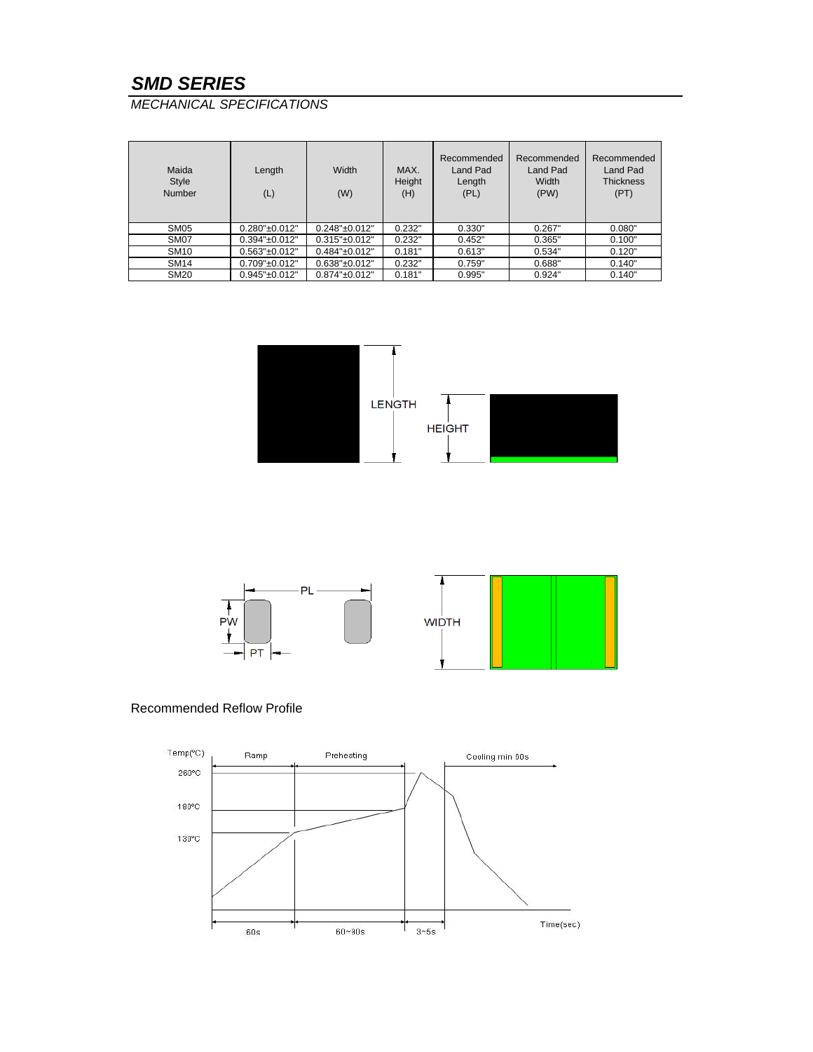## *SMD SERIES*

*MECHANICAL SPECIFICATIONS*

| Maida Style Number | Length (L) | Width (W) | MAX. Height (H) | Recommended Land Pad Length (PL) | Recommended Land Pad Width (PW) | Recommended Land Pad Thickness (PT) |
|---|---|---|---|---|---|---|
| SM05 | 0.280"±0.012" | 0.248"±0.012" | 0.232" | 0.330" | 0.267" | 0.080" |
| SM07 | 0.394"±0.012" | 0.315"±0.012" | 0.232" | 0.452" | 0.365" | 0.100" |
| SM10 | 0.563"±0.012" | 0.484"±0.012" | 0.181" | 0.613" | 0.534" | 0.120" |
| SM14 | 0.709"±0.012" | 0.638"±0.012" | 0.232" | 0.759" | 0.688" | 0.140" |
| SM20 | 0.945"±0.012" | 0.874"±0.012" | 0.181" | 0.995" | 0.924" | 0.140" |

LENGTH

HEIGHT

PL

PW

PT

WIDTH

Recommended Reflow Profile

Temp(°C)

Ramp

Preheating

Cooling min 60s

260°C

180°C

130°C

60s

60~90s

3~5s

Time(sec)